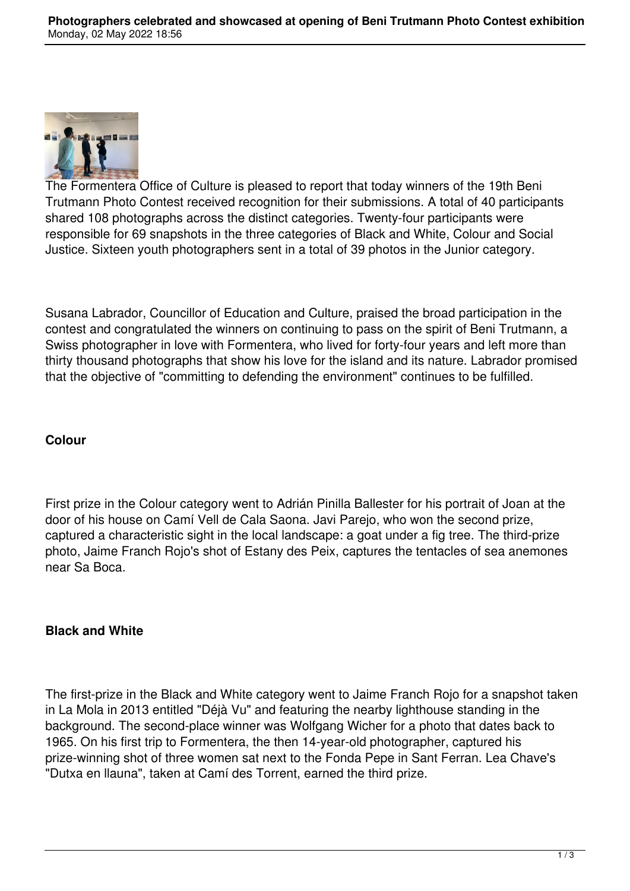# Photographers celebrated and showcased at opening of Beni Trutmann Photo Contest exhibition

Monday, 02 May 2022 18:56

The Formentera Office of Culture is pleased to report that today winners of the 19th Beni Trutmann Photo Contest received recognition for their submissions. A total of 40 participants shared 108 photographs across the distinct categories. Twenty-four participants were responsible for 69 snapshots in the three categories of Black and White, Colour and Social Justice. Sixteen youth photographers sent in a total of 39 photos in the Junior category.

Susana Labrador, Councillor of Education and Culture, praised the broad participation in the contest and congratulated the winners on continuing to pass on the spirit of Beni Trutmann, a Swiss photographer in love with Formentera, who lived for forty-four years and left more than thirty thousand photographs that show his love for the island and its nature. Labrador promised that the objective of "committing to defending the environment" continues to be fulfilled.

**Colour**

First prize in the Colour category went to Adrián Pinilla Ballester for his portrait of Joan at the door of his house on Camí Vell de Cala Saona. Javi Parejo, who won the second prize, captured a characteristic sight in the local landscape: a goat under a fig tree. The third-prize photo, Jaime Franch Rojo's shot of Estany des Peix, captures the tentacles of sea anemones near Sa Boca.

**Black and White**

The first-prize in the Black and White category went to Jaime Franch Rojo for a snapshot taken in La Mola in 2013 entitled "Déjà Vu" and featuring the nearby lighthouse standing in the background. The second-place winner was Wolfgang Wicher for a photo that dates back to 1965. On his first trip to Formentera, the then 14-year-old photographer, captured his prize-winning shot of three women sat next to the Fonda Pepe in Sant Ferran. Lea Chave's "Dutxa en llauna", taken at Camí des Torrent, earned the third prize.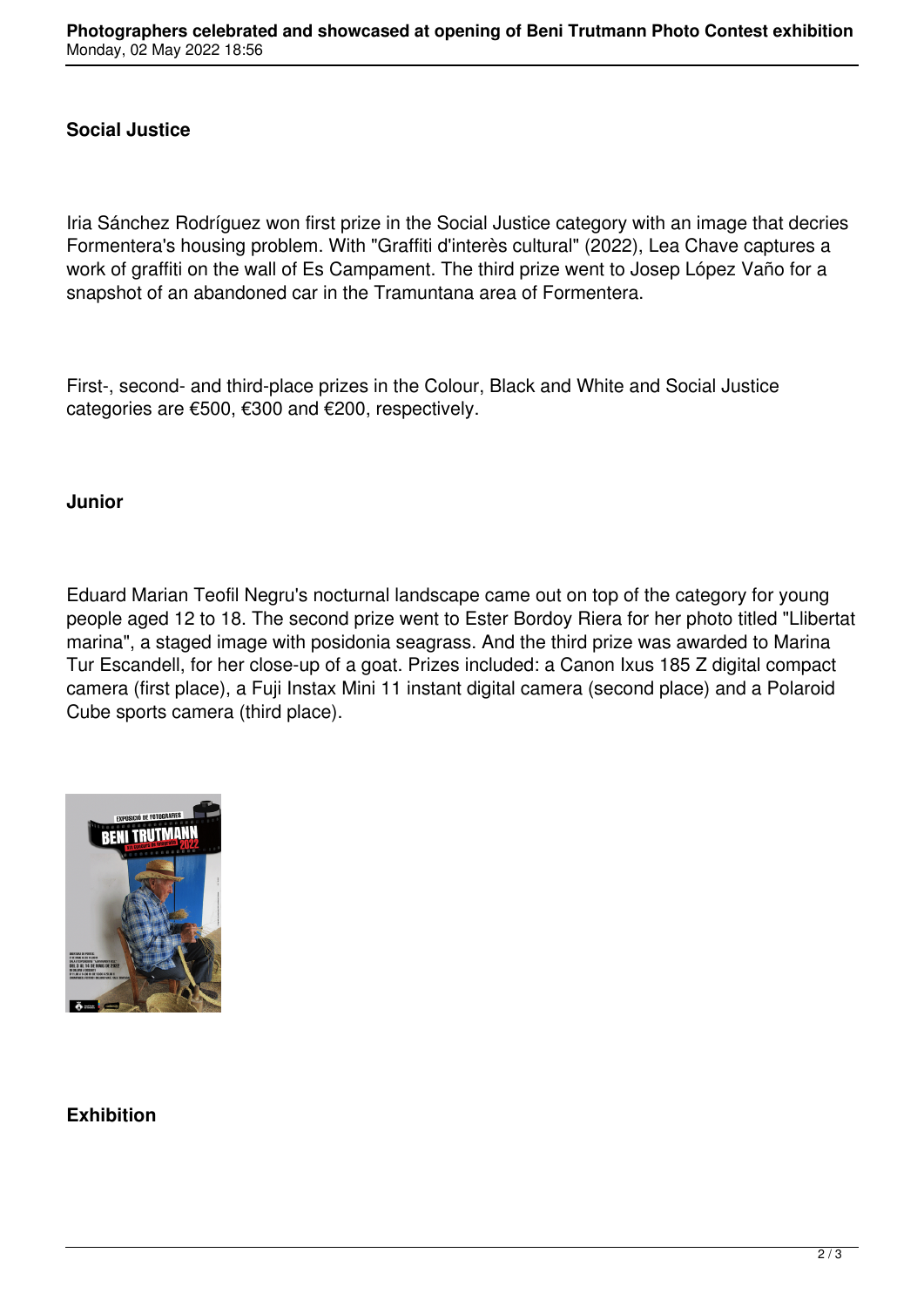**Social Justice**

Iria Sánchez Rodríguez won first prize in the Social Justice category with an image that decries Formentera's housing problem. With "Graffiti d'interès cultural" (2022), Lea Chave captures a work of graffiti on the wall of Es Campament. The third prize went to Josep López Vaño for a snapshot of an abandoned car in the Tramuntana area of Formentera.

First-, second- and third-place prizes in the Colour, Black and White and Social Justice categories are €500, €300 and €200, respectively.

**Junior**

Eduard Marian Teofil Negru's nocturnal landscape came out on top of the category for young people aged 12 to 18. The second prize went to Ester Bordoy Riera for her photo titled "Llibertat marina", a staged image with posidonia seagrass. And the third prize was awarded to Marina Tur Escandell, for her close-up of a goat. Prizes included: a Canon Ixus 185 Z digital compact camera (first place), a Fuji Instax Mini 11 instant digital camera (second place) and a Polaroid Cube sports camera (third place).

**Exhibition**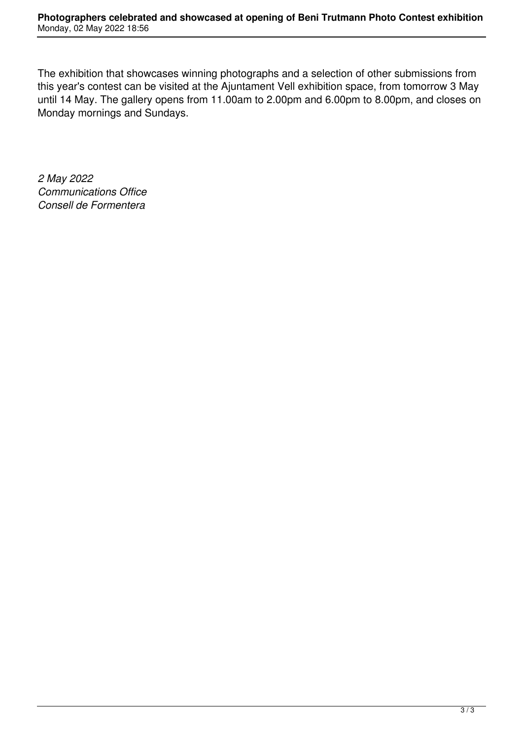The exhibition that showcases winning photographs and a selection of other submissions from this year's contest can be visited at the Ajuntament Vell exhibition space, from tomorrow 3 May until 14 May. The gallery opens from 11.00am to 2.00pm and 6.00pm to 8.00pm, and closes on Monday mornings and Sundays.

*2 May 2022*
*Communications Office*
*Consell de Formentera*